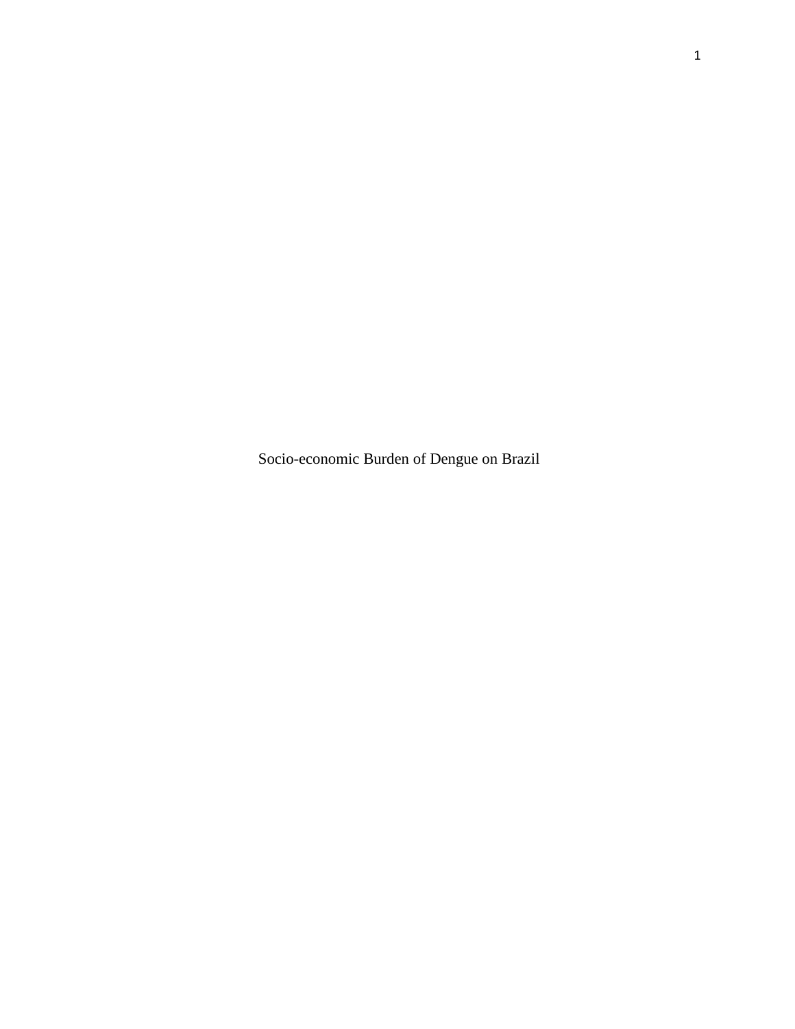# Socio-economic Burden of Dengue on Brazil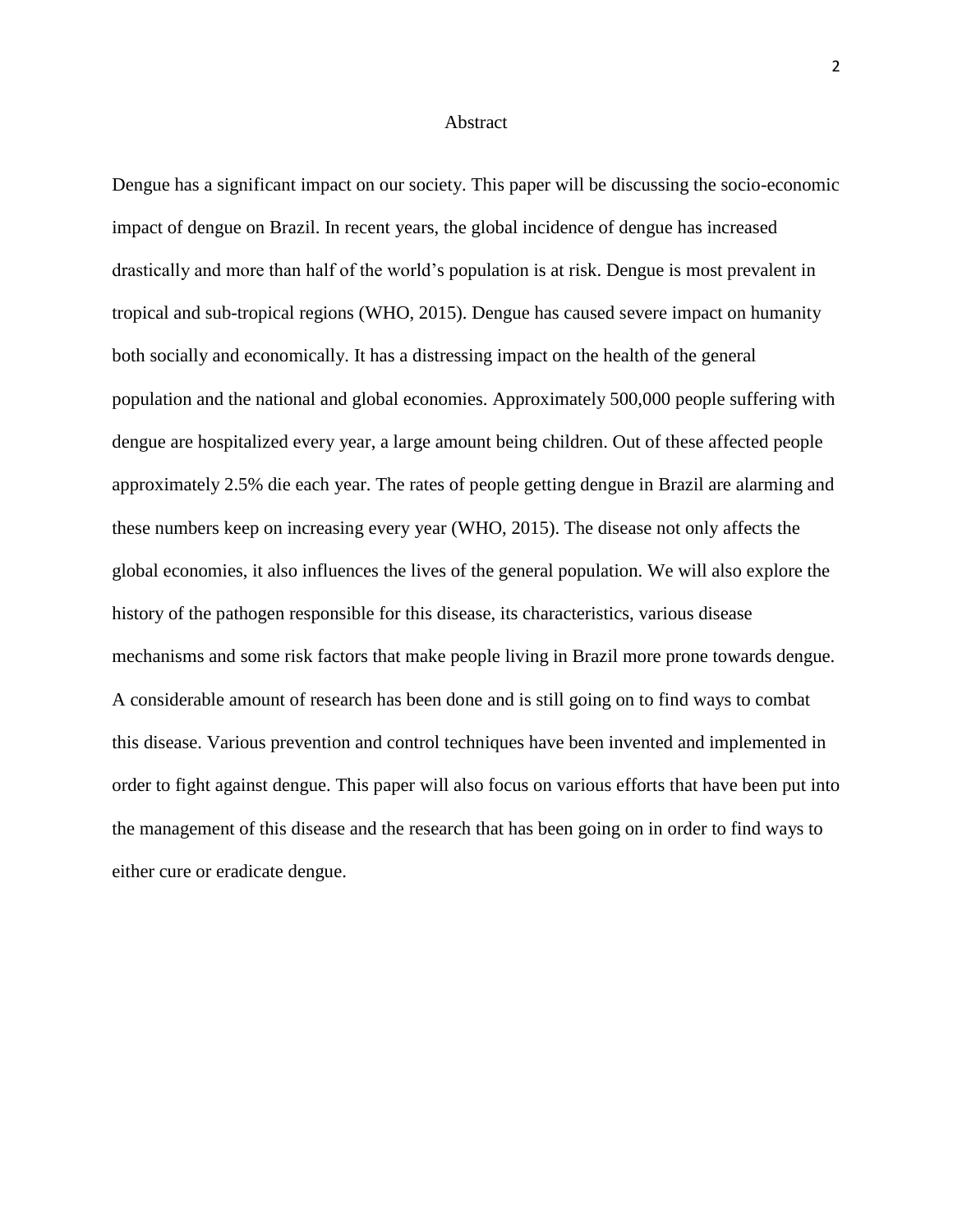# Abstract

Dengue has a significant impact on our society. This paper will be discussing the socio-economic impact of dengue on Brazil. In recent years, the global incidence of dengue has increased drastically and more than half of the world's population is at risk. Dengue is most prevalent in tropical and sub-tropical regions (WHO, 2015). Dengue has caused severe impact on humanity both socially and economically. It has a distressing impact on the health of the general population and the national and global economies. Approximately 500,000 people suffering with dengue are hospitalized every year, a large amount being children. Out of these affected people approximately 2.5% die each year. The rates of people getting dengue in Brazil are alarming and these numbers keep on increasing every year (WHO, 2015). The disease not only affects the global economies, it also influences the lives of the general population. We will also explore the history of the pathogen responsible for this disease, its characteristics, various disease mechanisms and some risk factors that make people living in Brazil more prone towards dengue. A considerable amount of research has been done and is still going on to find ways to combat this disease. Various prevention and control techniques have been invented and implemented in order to fight against dengue. This paper will also focus on various efforts that have been put into the management of this disease and the research that has been going on in order to find ways to either cure or eradicate dengue.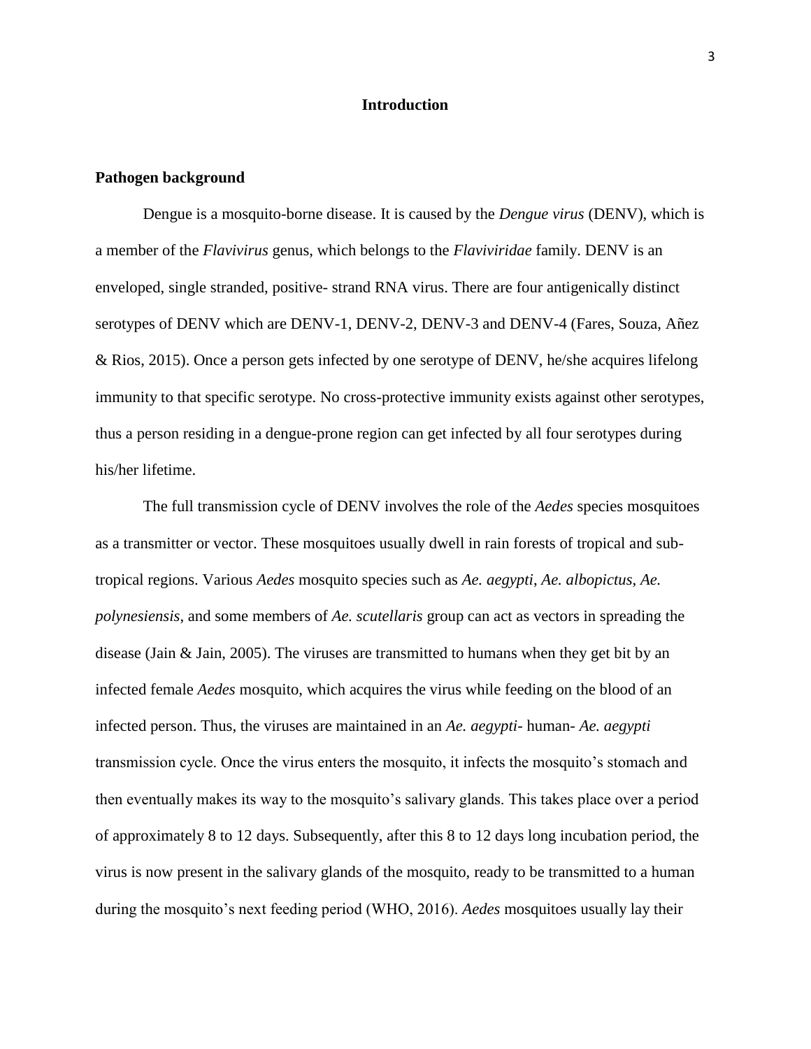# Introduction

## Pathogen background

Dengue is a mosquito-borne disease. It is caused by the *Dengue virus* (DENV), which is a member of the *Flavivirus* genus, which belongs to the *Flaviviridae* family. DENV is an enveloped, single stranded, positive- strand RNA virus. There are four antigenically distinct serotypes of DENV which are DENV-1, DENV-2, DENV-3 and DENV-4 (Fares, Souza, Añez & Rios, 2015). Once a person gets infected by one serotype of DENV, he/she acquires lifelong immunity to that specific serotype. No cross-protective immunity exists against other serotypes, thus a person residing in a dengue-prone region can get infected by all four serotypes during his/her lifetime.

The full transmission cycle of DENV involves the role of the *Aedes* species mosquitoes as a transmitter or vector. These mosquitoes usually dwell in rain forests of tropical and sub-tropical regions. Various *Aedes* mosquito species such as *Ae. aegypti*, *Ae. albopictus*, *Ae. polynesiensis*, and some members of *Ae. scutellaris* group can act as vectors in spreading the disease (Jain & Jain, 2005). The viruses are transmitted to humans when they get bit by an infected female *Aedes* mosquito, which acquires the virus while feeding on the blood of an infected person. Thus, the viruses are maintained in an *Ae. aegypti*- human- *Ae. aegypti* transmission cycle. Once the virus enters the mosquito, it infects the mosquito's stomach and then eventually makes its way to the mosquito's salivary glands. This takes place over a period of approximately 8 to 12 days. Subsequently, after this 8 to 12 days long incubation period, the virus is now present in the salivary glands of the mosquito, ready to be transmitted to a human during the mosquito's next feeding period (WHO, 2016). *Aedes* mosquitoes usually lay their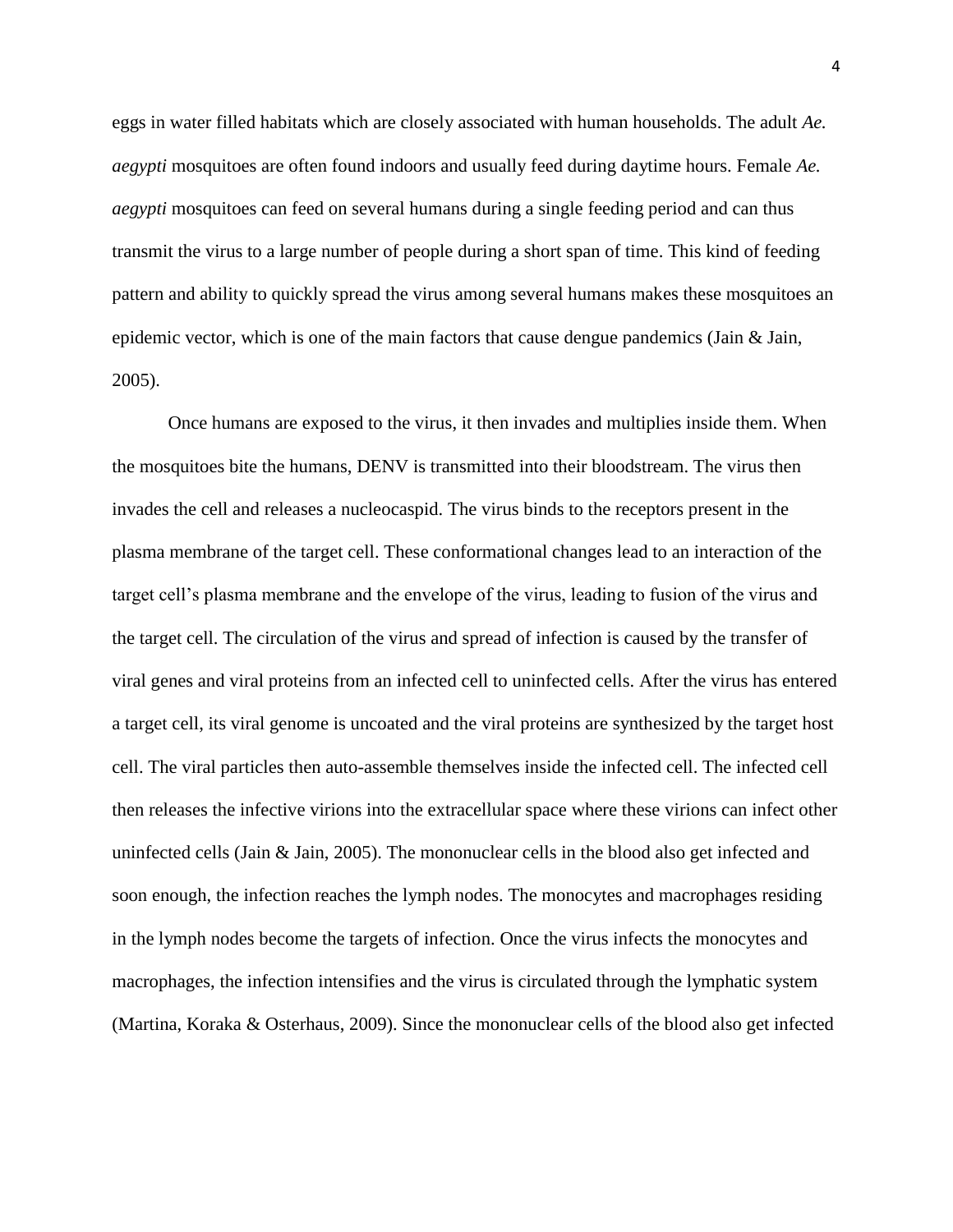eggs in water filled habitats which are closely associated with human households. The adult *Ae. aegypti* mosquitoes are often found indoors and usually feed during daytime hours. Female *Ae. aegypti* mosquitoes can feed on several humans during a single feeding period and can thus transmit the virus to a large number of people during a short span of time. This kind of feeding pattern and ability to quickly spread the virus among several humans makes these mosquitoes an epidemic vector, which is one of the main factors that cause dengue pandemics (Jain & Jain, 2005).

Once humans are exposed to the virus, it then invades and multiplies inside them. When the mosquitoes bite the humans, DENV is transmitted into their bloodstream. The virus then invades the cell and releases a nucleocaspid. The virus binds to the receptors present in the plasma membrane of the target cell. These conformational changes lead to an interaction of the target cell's plasma membrane and the envelope of the virus, leading to fusion of the virus and the target cell. The circulation of the virus and spread of infection is caused by the transfer of viral genes and viral proteins from an infected cell to uninfected cells. After the virus has entered a target cell, its viral genome is uncoated and the viral proteins are synthesized by the target host cell. The viral particles then auto-assemble themselves inside the infected cell. The infected cell then releases the infective virions into the extracellular space where these virions can infect other uninfected cells (Jain & Jain, 2005). The mononuclear cells in the blood also get infected and soon enough, the infection reaches the lymph nodes. The monocytes and macrophages residing in the lymph nodes become the targets of infection. Once the virus infects the monocytes and macrophages, the infection intensifies and the virus is circulated through the lymphatic system (Martina, Koraka & Osterhaus, 2009). Since the mononuclear cells of the blood also get infected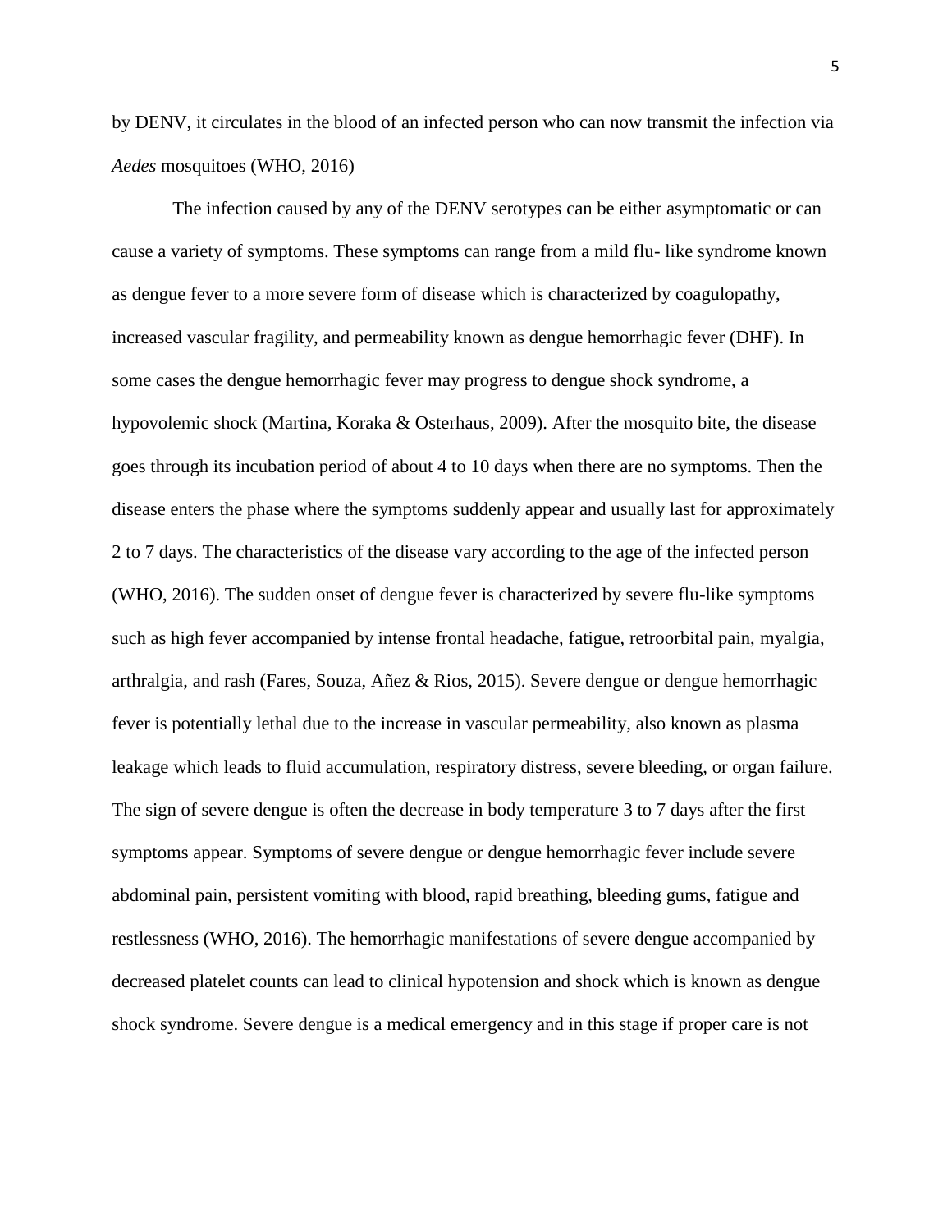by DENV, it circulates in the blood of an infected person who can now transmit the infection via *Aedes* mosquitoes (WHO, 2016)

The infection caused by any of the DENV serotypes can be either asymptomatic or can cause a variety of symptoms. These symptoms can range from a mild flu- like syndrome known as dengue fever to a more severe form of disease which is characterized by coagulopathy, increased vascular fragility, and permeability known as dengue hemorrhagic fever (DHF). In some cases the dengue hemorrhagic fever may progress to dengue shock syndrome, a hypovolemic shock (Martina, Koraka & Osterhaus, 2009). After the mosquito bite, the disease goes through its incubation period of about 4 to 10 days when there are no symptoms. Then the disease enters the phase where the symptoms suddenly appear and usually last for approximately 2 to 7 days. The characteristics of the disease vary according to the age of the infected person (WHO, 2016). The sudden onset of dengue fever is characterized by severe flu-like symptoms such as high fever accompanied by intense frontal headache, fatigue, retroorbital pain, myalgia, arthralgia, and rash (Fares, Souza, Añez & Rios, 2015). Severe dengue or dengue hemorrhagic fever is potentially lethal due to the increase in vascular permeability, also known as plasma leakage which leads to fluid accumulation, respiratory distress, severe bleeding, or organ failure. The sign of severe dengue is often the decrease in body temperature 3 to 7 days after the first symptoms appear. Symptoms of severe dengue or dengue hemorrhagic fever include severe abdominal pain, persistent vomiting with blood, rapid breathing, bleeding gums, fatigue and restlessness (WHO, 2016). The hemorrhagic manifestations of severe dengue accompanied by decreased platelet counts can lead to clinical hypotension and shock which is known as dengue shock syndrome. Severe dengue is a medical emergency and in this stage if proper care is not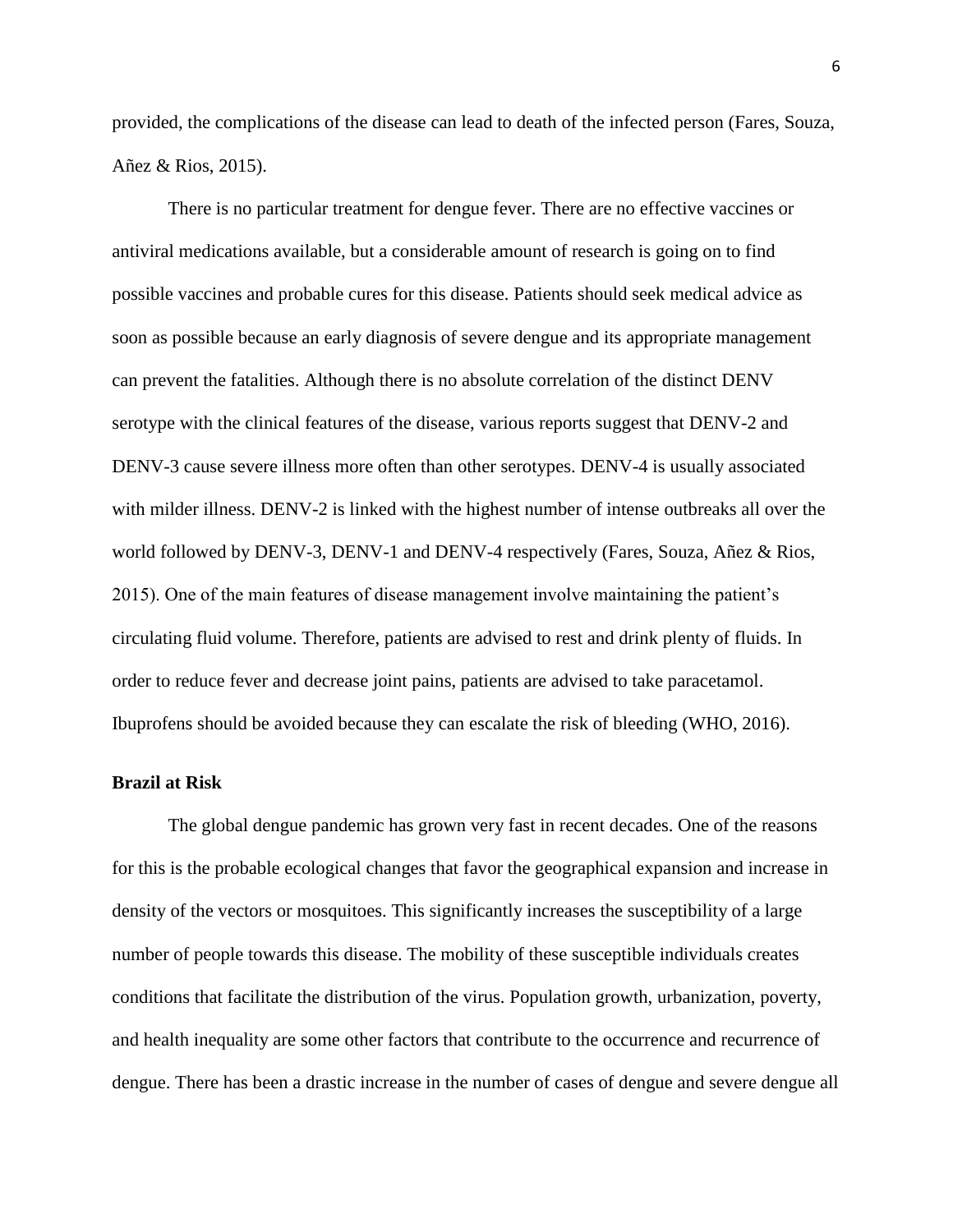provided, the complications of the disease can lead to death of the infected person (Fares, Souza, Añez & Rios, 2015).

There is no particular treatment for dengue fever. There are no effective vaccines or antiviral medications available, but a considerable amount of research is going on to find possible vaccines and probable cures for this disease. Patients should seek medical advice as soon as possible because an early diagnosis of severe dengue and its appropriate management can prevent the fatalities. Although there is no absolute correlation of the distinct DENV serotype with the clinical features of the disease, various reports suggest that DENV-2 and DENV-3 cause severe illness more often than other serotypes. DENV-4 is usually associated with milder illness. DENV-2 is linked with the highest number of intense outbreaks all over the world followed by DENV-3, DENV-1 and DENV-4 respectively (Fares, Souza, Añez & Rios, 2015). One of the main features of disease management involve maintaining the patient's circulating fluid volume. Therefore, patients are advised to rest and drink plenty of fluids. In order to reduce fever and decrease joint pains, patients are advised to take paracetamol. Ibuprofens should be avoided because they can escalate the risk of bleeding (WHO, 2016).

**Brazil at Risk**

The global dengue pandemic has grown very fast in recent decades. One of the reasons for this is the probable ecological changes that favor the geographical expansion and increase in density of the vectors or mosquitoes. This significantly increases the susceptibility of a large number of people towards this disease. The mobility of these susceptible individuals creates conditions that facilitate the distribution of the virus. Population growth, urbanization, poverty, and health inequality are some other factors that contribute to the occurrence and recurrence of dengue. There has been a drastic increase in the number of cases of dengue and severe dengue all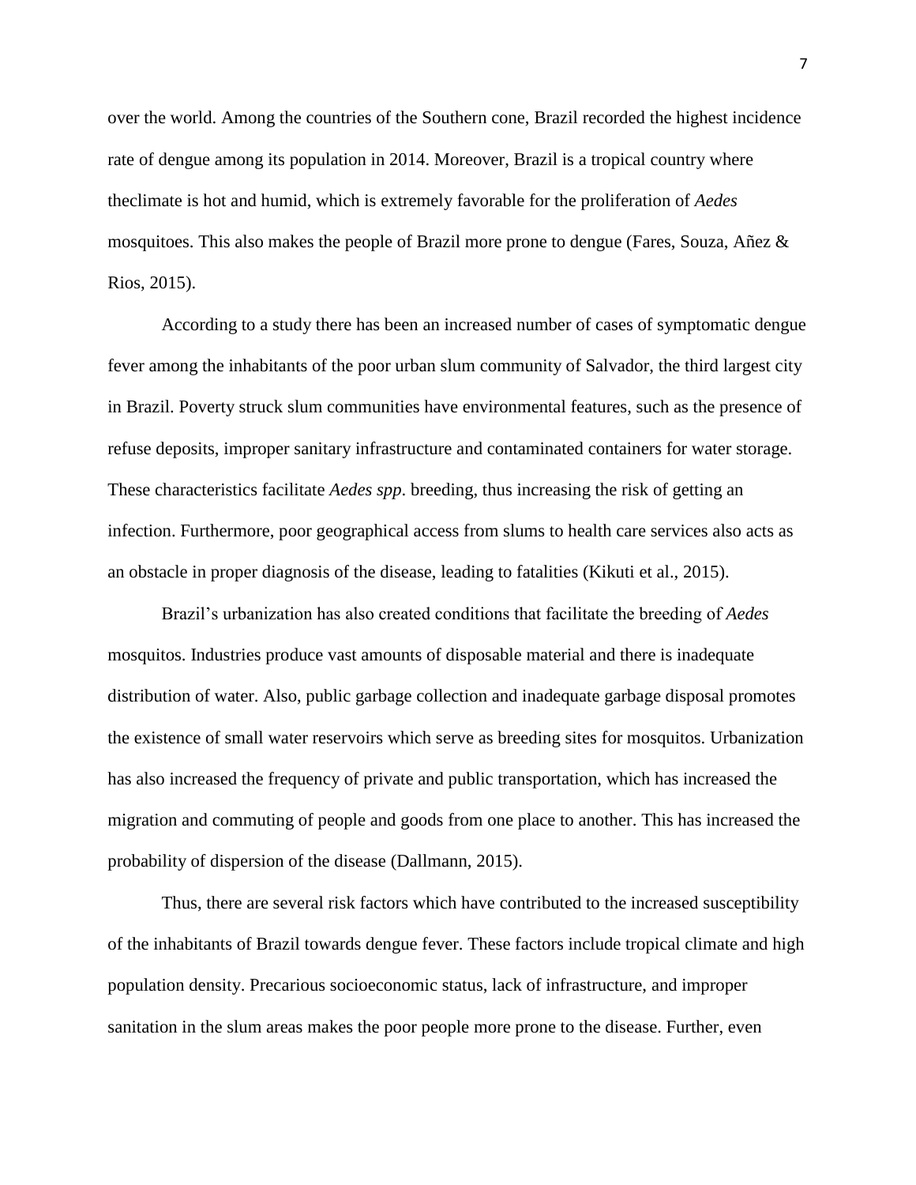over the world. Among the countries of the Southern cone, Brazil recorded the highest incidence rate of dengue among its population in 2014. Moreover, Brazil is a tropical country where theclimate is hot and humid, which is extremely favorable for the proliferation of *Aedes* mosquitoes. This also makes the people of Brazil more prone to dengue (Fares, Souza, Añez & Rios, 2015).

According to a study there has been an increased number of cases of symptomatic dengue fever among the inhabitants of the poor urban slum community of Salvador, the third largest city in Brazil. Poverty struck slum communities have environmental features, such as the presence of refuse deposits, improper sanitary infrastructure and contaminated containers for water storage. These characteristics facilitate *Aedes spp*. breeding, thus increasing the risk of getting an infection. Furthermore, poor geographical access from slums to health care services also acts as an obstacle in proper diagnosis of the disease, leading to fatalities (Kikuti et al., 2015).

Brazil's urbanization has also created conditions that facilitate the breeding of *Aedes* mosquitos. Industries produce vast amounts of disposable material and there is inadequate distribution of water. Also, public garbage collection and inadequate garbage disposal promotes the existence of small water reservoirs which serve as breeding sites for mosquitos. Urbanization has also increased the frequency of private and public transportation, which has increased the migration and commuting of people and goods from one place to another. This has increased the probability of dispersion of the disease (Dallmann, 2015).

Thus, there are several risk factors which have contributed to the increased susceptibility of the inhabitants of Brazil towards dengue fever. These factors include tropical climate and high population density. Precarious socioeconomic status, lack of infrastructure, and improper sanitation in the slum areas makes the poor people more prone to the disease. Further, even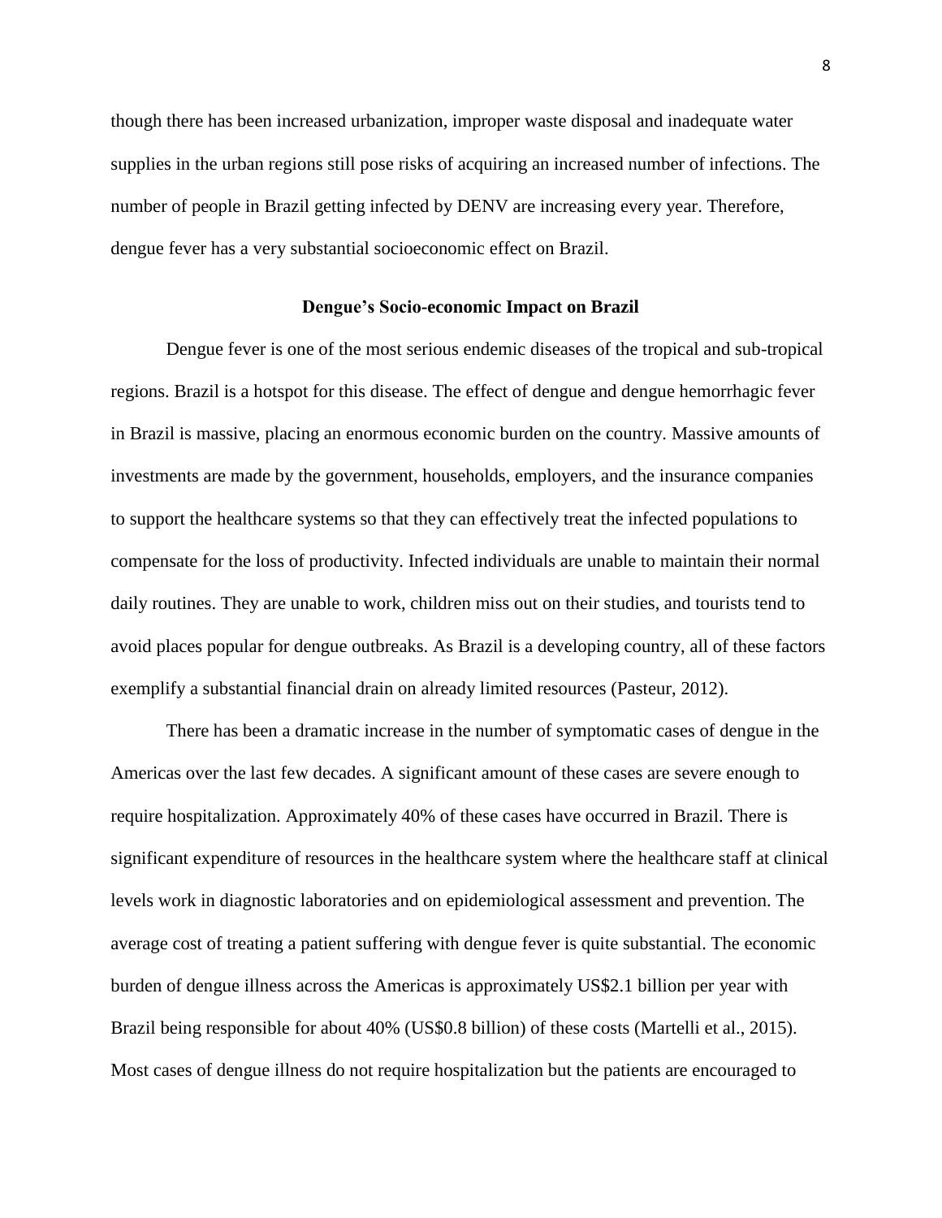though there has been increased urbanization, improper waste disposal and inadequate water supplies in the urban regions still pose risks of acquiring an increased number of infections. The number of people in Brazil getting infected by DENV are increasing every year. Therefore, dengue fever has a very substantial socioeconomic effect on Brazil.

## Dengue's Socio-economic Impact on Brazil

Dengue fever is one of the most serious endemic diseases of the tropical and sub-tropical regions. Brazil is a hotspot for this disease. The effect of dengue and dengue hemorrhagic fever in Brazil is massive, placing an enormous economic burden on the country. Massive amounts of investments are made by the government, households, employers, and the insurance companies to support the healthcare systems so that they can effectively treat the infected populations to compensate for the loss of productivity. Infected individuals are unable to maintain their normal daily routines. They are unable to work, children miss out on their studies, and tourists tend to avoid places popular for dengue outbreaks. As Brazil is a developing country, all of these factors exemplify a substantial financial drain on already limited resources (Pasteur, 2012).

There has been a dramatic increase in the number of symptomatic cases of dengue in the Americas over the last few decades. A significant amount of these cases are severe enough to require hospitalization. Approximately 40% of these cases have occurred in Brazil. There is significant expenditure of resources in the healthcare system where the healthcare staff at clinical levels work in diagnostic laboratories and on epidemiological assessment and prevention. The average cost of treating a patient suffering with dengue fever is quite substantial. The economic burden of dengue illness across the Americas is approximately US$2.1 billion per year with Brazil being responsible for about 40% (US$0.8 billion) of these costs (Martelli et al., 2015). Most cases of dengue illness do not require hospitalization but the patients are encouraged to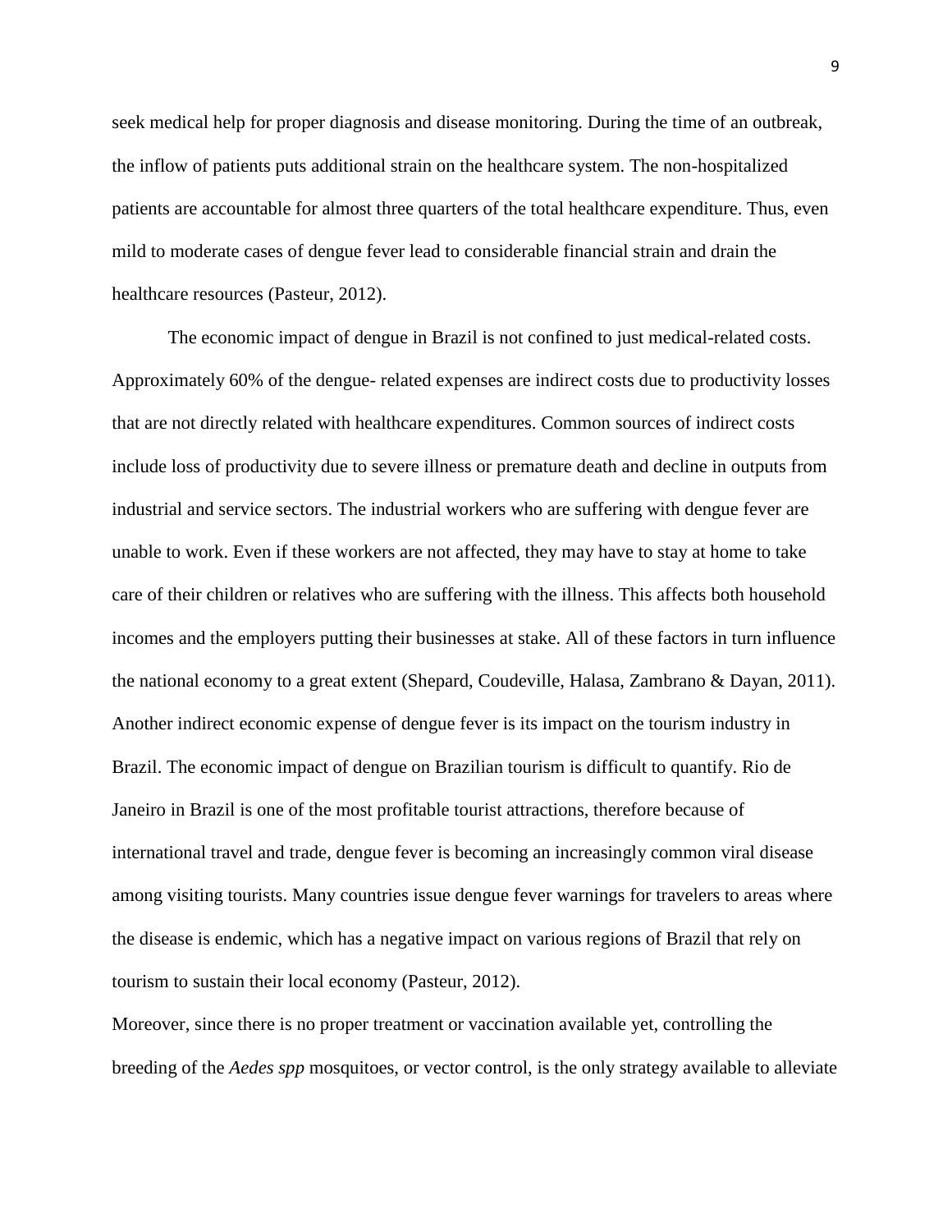seek medical help for proper diagnosis and disease monitoring. During the time of an outbreak, the inflow of patients puts additional strain on the healthcare system. The non-hospitalized patients are accountable for almost three quarters of the total healthcare expenditure. Thus, even mild to moderate cases of dengue fever lead to considerable financial strain and drain the healthcare resources (Pasteur, 2012).

The economic impact of dengue in Brazil is not confined to just medical-related costs. Approximately 60% of the dengue- related expenses are indirect costs due to productivity losses that are not directly related with healthcare expenditures. Common sources of indirect costs include loss of productivity due to severe illness or premature death and decline in outputs from industrial and service sectors. The industrial workers who are suffering with dengue fever are unable to work. Even if these workers are not affected, they may have to stay at home to take care of their children or relatives who are suffering with the illness. This affects both household incomes and the employers putting their businesses at stake. All of these factors in turn influence the national economy to a great extent (Shepard, Coudeville, Halasa, Zambrano & Dayan, 2011). Another indirect economic expense of dengue fever is its impact on the tourism industry in Brazil. The economic impact of dengue on Brazilian tourism is difficult to quantify. Rio de Janeiro in Brazil is one of the most profitable tourist attractions, therefore because of international travel and trade, dengue fever is becoming an increasingly common viral disease among visiting tourists. Many countries issue dengue fever warnings for travelers to areas where the disease is endemic, which has a negative impact on various regions of Brazil that rely on tourism to sustain their local economy (Pasteur, 2012).

Moreover, since there is no proper treatment or vaccination available yet, controlling the breeding of the *Aedes spp* mosquitoes, or vector control, is the only strategy available to alleviate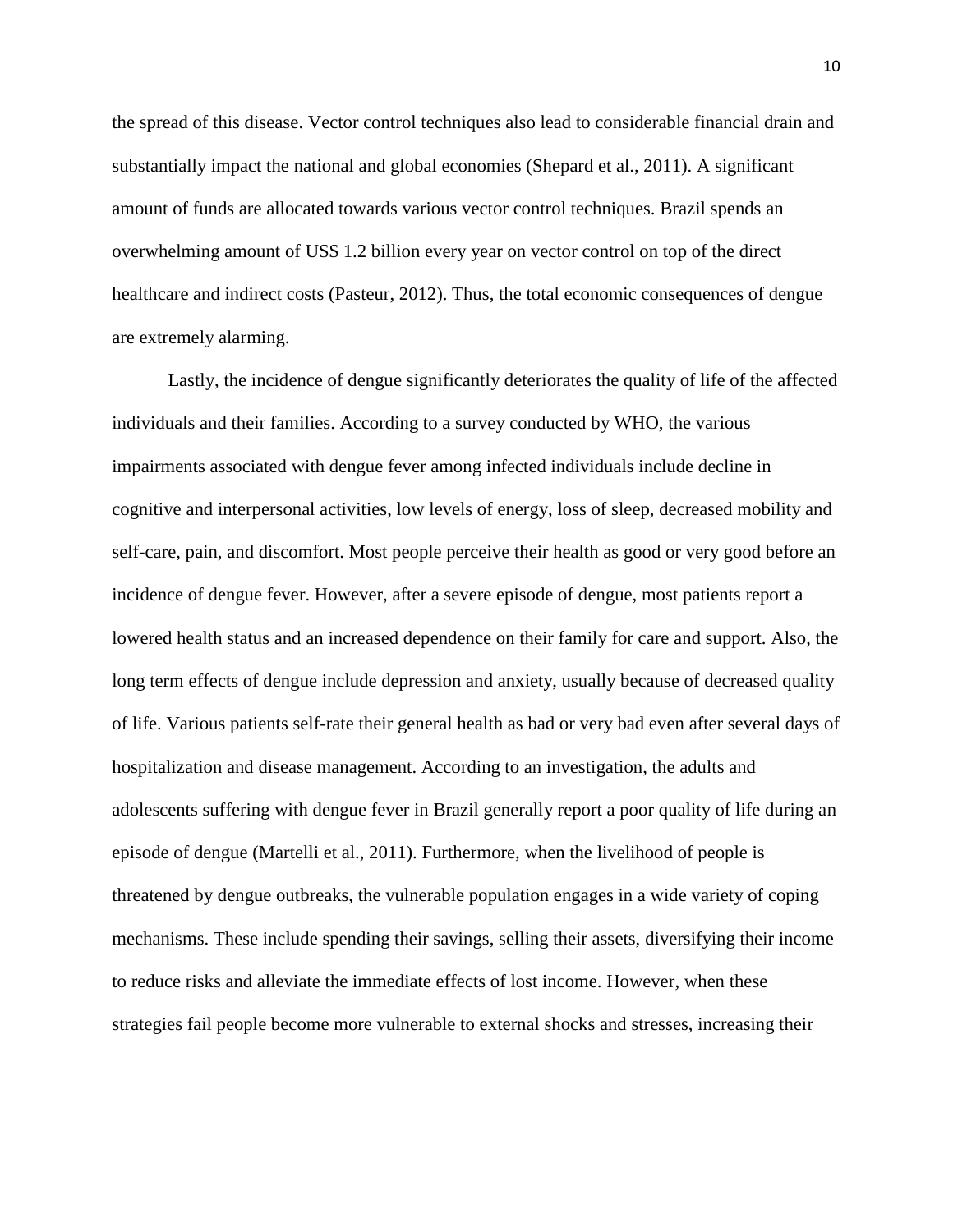the spread of this disease. Vector control techniques also lead to considerable financial drain and substantially impact the national and global economies (Shepard et al., 2011). A significant amount of funds are allocated towards various vector control techniques. Brazil spends an overwhelming amount of US$ 1.2 billion every year on vector control on top of the direct healthcare and indirect costs (Pasteur, 2012). Thus, the total economic consequences of dengue are extremely alarming.

Lastly, the incidence of dengue significantly deteriorates the quality of life of the affected individuals and their families. According to a survey conducted by WHO, the various impairments associated with dengue fever among infected individuals include decline in cognitive and interpersonal activities, low levels of energy, loss of sleep, decreased mobility and self-care, pain, and discomfort. Most people perceive their health as good or very good before an incidence of dengue fever. However, after a severe episode of dengue, most patients report a lowered health status and an increased dependence on their family for care and support. Also, the long term effects of dengue include depression and anxiety, usually because of decreased quality of life. Various patients self-rate their general health as bad or very bad even after several days of hospitalization and disease management. According to an investigation, the adults and adolescents suffering with dengue fever in Brazil generally report a poor quality of life during an episode of dengue (Martelli et al., 2011). Furthermore, when the livelihood of people is threatened by dengue outbreaks, the vulnerable population engages in a wide variety of coping mechanisms. These include spending their savings, selling their assets, diversifying their income to reduce risks and alleviate the immediate effects of lost income. However, when these strategies fail people become more vulnerable to external shocks and stresses, increasing their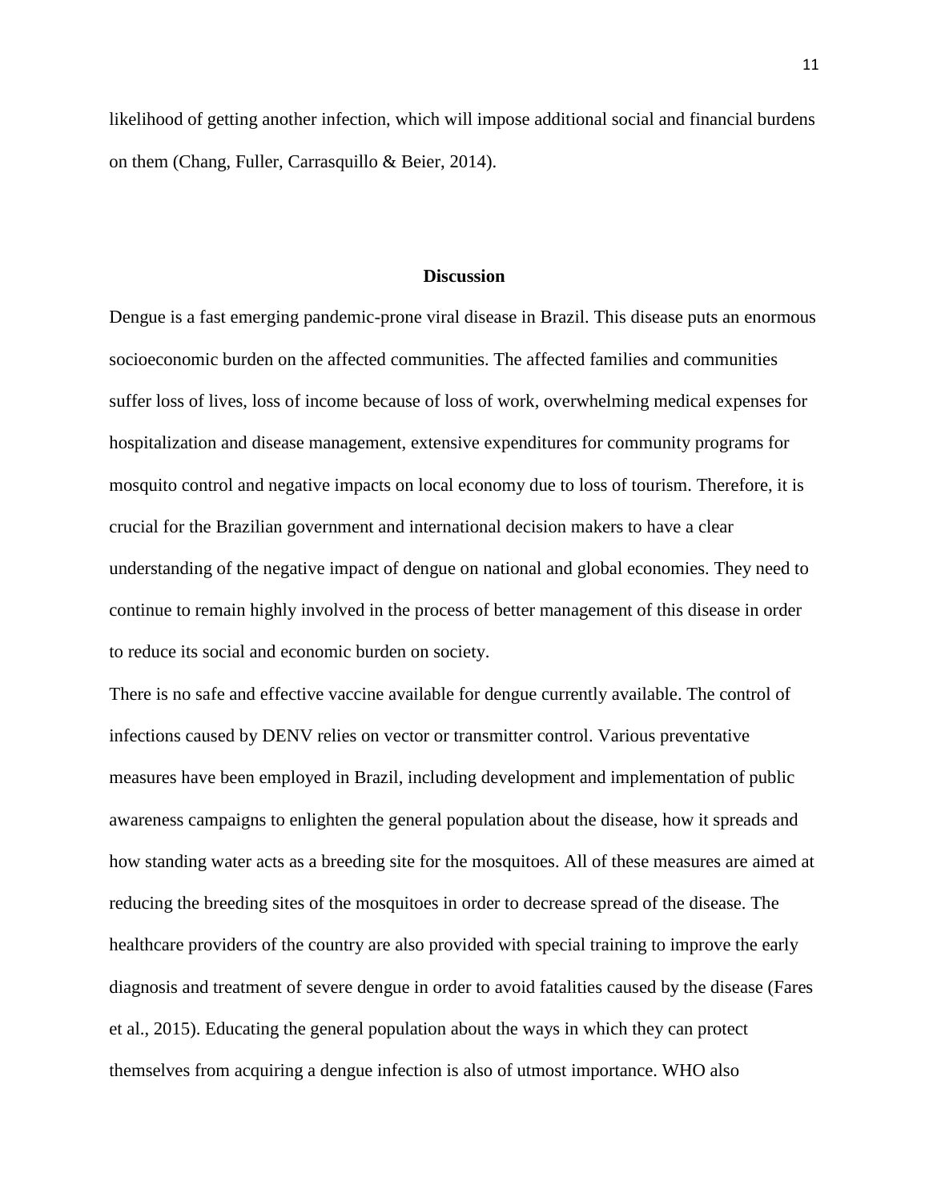likelihood of getting another infection, which will impose additional social and financial burdens on them (Chang, Fuller, Carrasquillo & Beier, 2014).

## Discussion

Dengue is a fast emerging pandemic-prone viral disease in Brazil. This disease puts an enormous socioeconomic burden on the affected communities. The affected families and communities suffer loss of lives, loss of income because of loss of work, overwhelming medical expenses for hospitalization and disease management, extensive expenditures for community programs for mosquito control and negative impacts on local economy due to loss of tourism. Therefore, it is crucial for the Brazilian government and international decision makers to have a clear understanding of the negative impact of dengue on national and global economies. They need to continue to remain highly involved in the process of better management of this disease in order to reduce its social and economic burden on society.

There is no safe and effective vaccine available for dengue currently available. The control of infections caused by DENV relies on vector or transmitter control. Various preventative measures have been employed in Brazil, including development and implementation of public awareness campaigns to enlighten the general population about the disease, how it spreads and how standing water acts as a breeding site for the mosquitoes. All of these measures are aimed at reducing the breeding sites of the mosquitoes in order to decrease spread of the disease. The healthcare providers of the country are also provided with special training to improve the early diagnosis and treatment of severe dengue in order to avoid fatalities caused by the disease (Fares et al., 2015). Educating the general population about the ways in which they can protect themselves from acquiring a dengue infection is also of utmost importance. WHO also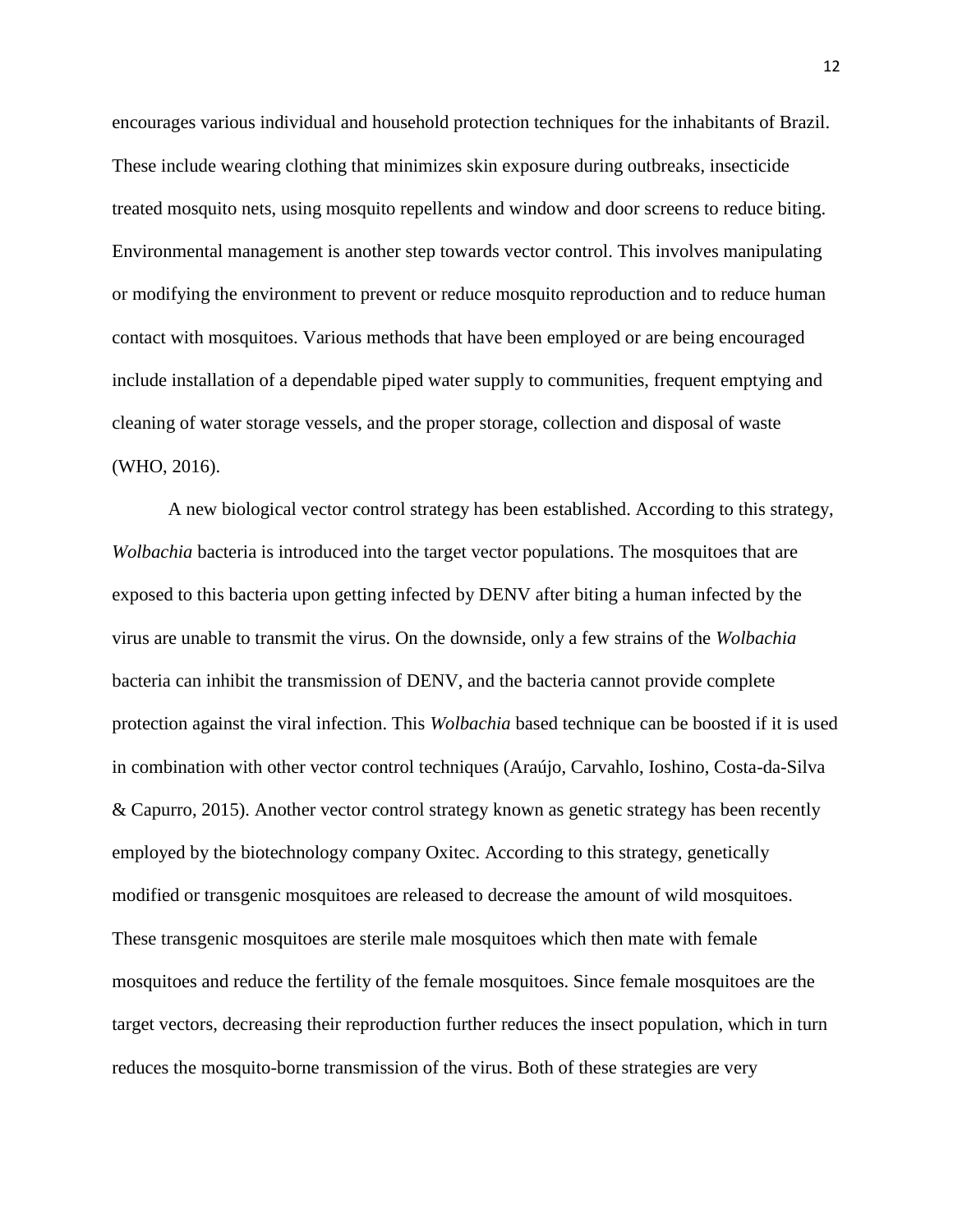encourages various individual and household protection techniques for the inhabitants of Brazil. These include wearing clothing that minimizes skin exposure during outbreaks, insecticide treated mosquito nets, using mosquito repellents and window and door screens to reduce biting. Environmental management is another step towards vector control. This involves manipulating or modifying the environment to prevent or reduce mosquito reproduction and to reduce human contact with mosquitoes. Various methods that have been employed or are being encouraged include installation of a dependable piped water supply to communities, frequent emptying and cleaning of water storage vessels, and the proper storage, collection and disposal of waste (WHO, 2016).

A new biological vector control strategy has been established. According to this strategy, *Wolbachia* bacteria is introduced into the target vector populations. The mosquitoes that are exposed to this bacteria upon getting infected by DENV after biting a human infected by the virus are unable to transmit the virus. On the downside, only a few strains of the *Wolbachia* bacteria can inhibit the transmission of DENV, and the bacteria cannot provide complete protection against the viral infection. This *Wolbachia* based technique can be boosted if it is used in combination with other vector control techniques (Araújo, Carvahlo, Ioshino, Costa-da-Silva & Capurro, 2015). Another vector control strategy known as genetic strategy has been recently employed by the biotechnology company Oxitec. According to this strategy, genetically modified or transgenic mosquitoes are released to decrease the amount of wild mosquitoes. These transgenic mosquitoes are sterile male mosquitoes which then mate with female mosquitoes and reduce the fertility of the female mosquitoes. Since female mosquitoes are the target vectors, decreasing their reproduction further reduces the insect population, which in turn reduces the mosquito-borne transmission of the virus. Both of these strategies are very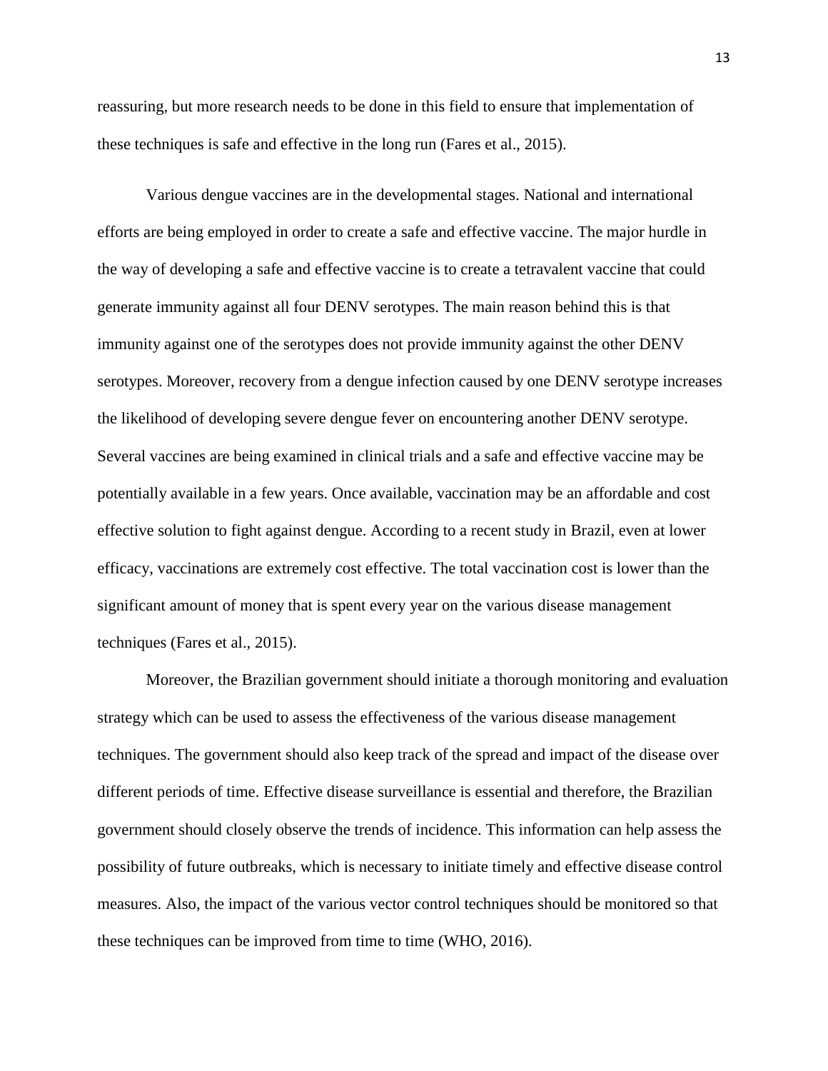reassuring, but more research needs to be done in this field to ensure that implementation of these techniques is safe and effective in the long run (Fares et al., 2015).

Various dengue vaccines are in the developmental stages. National and international efforts are being employed in order to create a safe and effective vaccine. The major hurdle in the way of developing a safe and effective vaccine is to create a tetravalent vaccine that could generate immunity against all four DENV serotypes. The main reason behind this is that immunity against one of the serotypes does not provide immunity against the other DENV serotypes. Moreover, recovery from a dengue infection caused by one DENV serotype increases the likelihood of developing severe dengue fever on encountering another DENV serotype. Several vaccines are being examined in clinical trials and a safe and effective vaccine may be potentially available in a few years. Once available, vaccination may be an affordable and cost effective solution to fight against dengue. According to a recent study in Brazil, even at lower efficacy, vaccinations are extremely cost effective. The total vaccination cost is lower than the significant amount of money that is spent every year on the various disease management techniques (Fares et al., 2015).

Moreover, the Brazilian government should initiate a thorough monitoring and evaluation strategy which can be used to assess the effectiveness of the various disease management techniques. The government should also keep track of the spread and impact of the disease over different periods of time. Effective disease surveillance is essential and therefore, the Brazilian government should closely observe the trends of incidence. This information can help assess the possibility of future outbreaks, which is necessary to initiate timely and effective disease control measures. Also, the impact of the various vector control techniques should be monitored so that these techniques can be improved from time to time (WHO, 2016).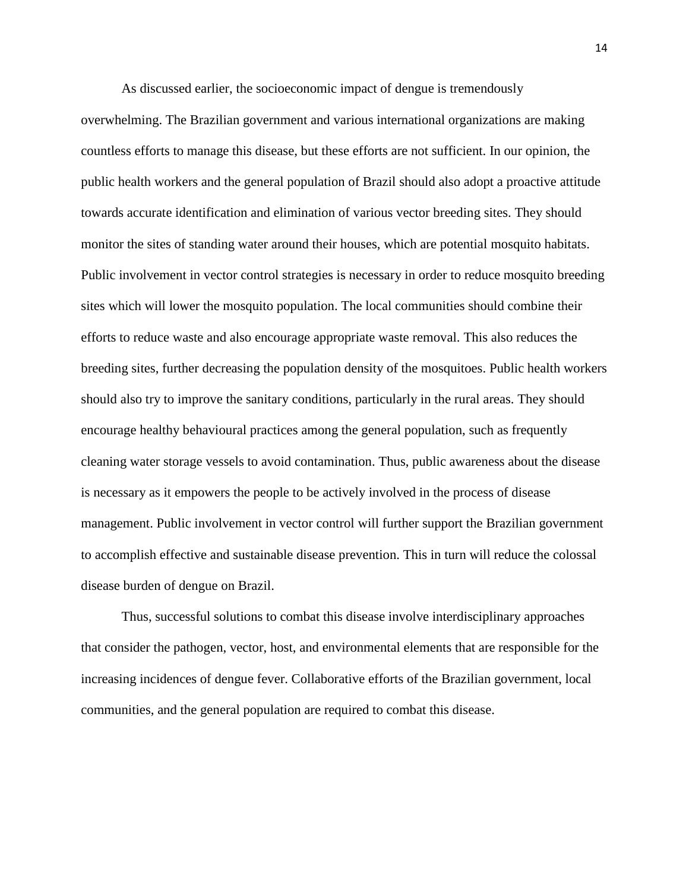As discussed earlier, the socioeconomic impact of dengue is tremendously overwhelming. The Brazilian government and various international organizations are making countless efforts to manage this disease, but these efforts are not sufficient. In our opinion, the public health workers and the general population of Brazil should also adopt a proactive attitude towards accurate identification and elimination of various vector breeding sites. They should monitor the sites of standing water around their houses, which are potential mosquito habitats. Public involvement in vector control strategies is necessary in order to reduce mosquito breeding sites which will lower the mosquito population. The local communities should combine their efforts to reduce waste and also encourage appropriate waste removal. This also reduces the breeding sites, further decreasing the population density of the mosquitoes. Public health workers should also try to improve the sanitary conditions, particularly in the rural areas. They should encourage healthy behavioural practices among the general population, such as frequently cleaning water storage vessels to avoid contamination. Thus, public awareness about the disease is necessary as it empowers the people to be actively involved in the process of disease management. Public involvement in vector control will further support the Brazilian government to accomplish effective and sustainable disease prevention. This in turn will reduce the colossal disease burden of dengue on Brazil.

Thus, successful solutions to combat this disease involve interdisciplinary approaches that consider the pathogen, vector, host, and environmental elements that are responsible for the increasing incidences of dengue fever. Collaborative efforts of the Brazilian government, local communities, and the general population are required to combat this disease.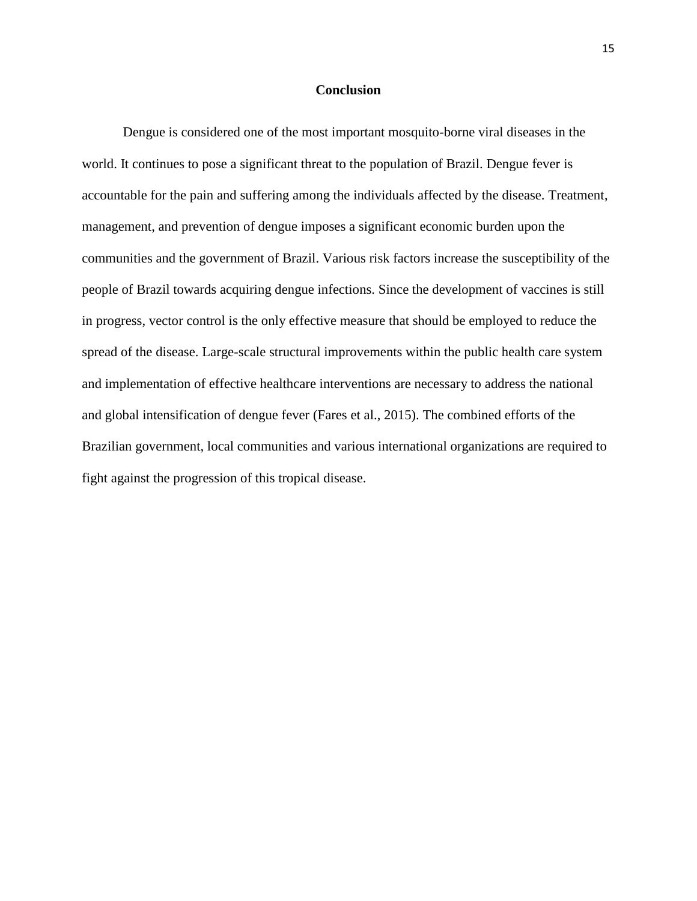## Conclusion

Dengue is considered one of the most important mosquito-borne viral diseases in the world. It continues to pose a significant threat to the population of Brazil. Dengue fever is accountable for the pain and suffering among the individuals affected by the disease. Treatment, management, and prevention of dengue imposes a significant economic burden upon the communities and the government of Brazil. Various risk factors increase the susceptibility of the people of Brazil towards acquiring dengue infections. Since the development of vaccines is still in progress, vector control is the only effective measure that should be employed to reduce the spread of the disease. Large-scale structural improvements within the public health care system and implementation of effective healthcare interventions are necessary to address the national and global intensification of dengue fever (Fares et al., 2015). The combined efforts of the Brazilian government, local communities and various international organizations are required to fight against the progression of this tropical disease.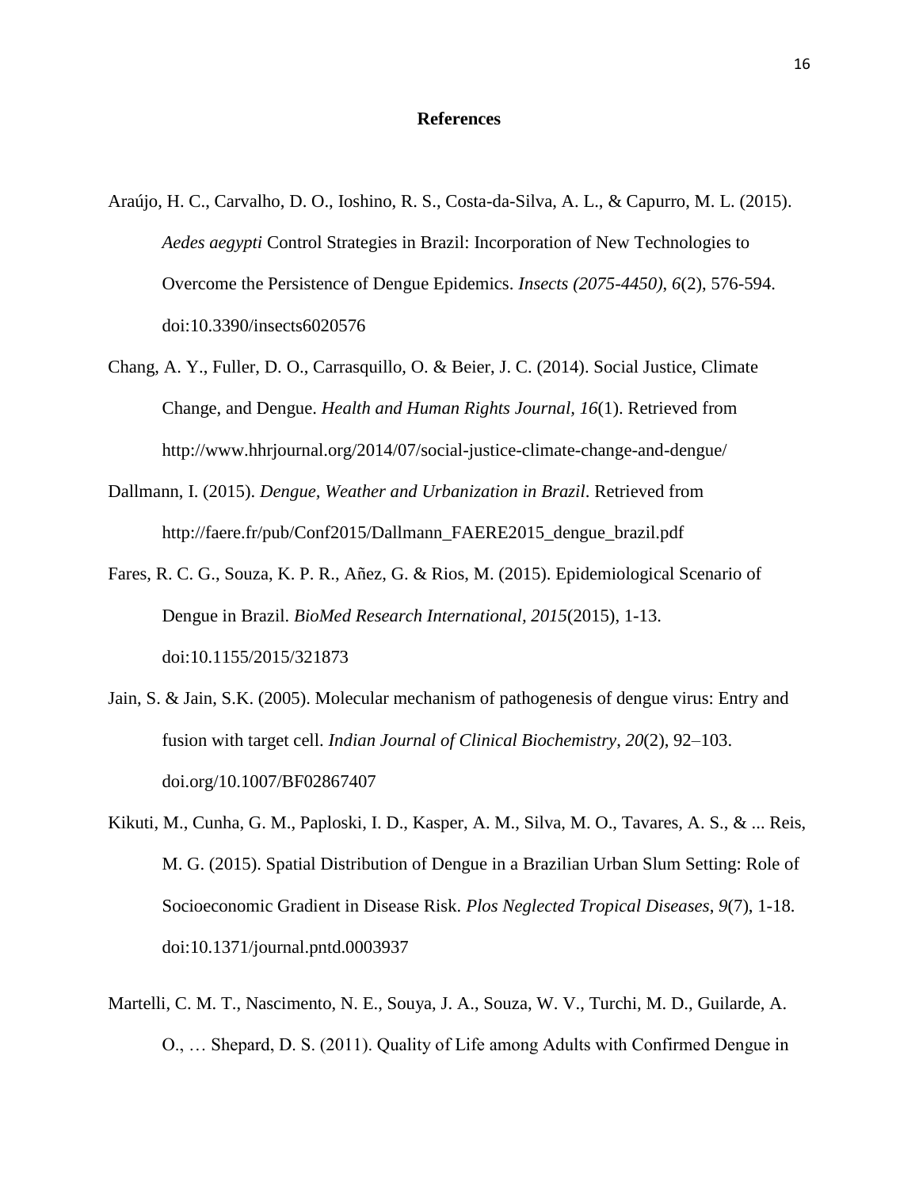# References

Araújo, H. C., Carvalho, D. O., Ioshino, R. S., Costa-da-Silva, A. L., & Capurro, M. L. (2015). *Aedes aegypti* Control Strategies in Brazil: Incorporation of New Technologies to Overcome the Persistence of Dengue Epidemics. *Insects (2075-4450)*, *6*(2), 576-594. doi:10.3390/insects6020576

Chang, A. Y., Fuller, D. O., Carrasquillo, O. & Beier, J. C. (2014). Social Justice, Climate Change, and Dengue. *Health and Human Rights Journal, 16*(1). Retrieved from http://www.hhrjournal.org/2014/07/social-justice-climate-change-and-dengue/

Dallmann, I. (2015). *Dengue, Weather and Urbanization in Brazil*. Retrieved from http://faere.fr/pub/Conf2015/Dallmann_FAERE2015_dengue_brazil.pdf

Fares, R. C. G., Souza, K. P. R., Añez, G. & Rios, M. (2015). Epidemiological Scenario of Dengue in Brazil. *BioMed Research International, 2015*(2015), 1-13. doi:10.1155/2015/321873

Jain, S. & Jain, S.K. (2005). Molecular mechanism of pathogenesis of dengue virus: Entry and fusion with target cell. *Indian Journal of Clinical Biochemistry*, *20*(2), 92–103. doi.org/10.1007/BF02867407

Kikuti, M., Cunha, G. M., Paploski, I. D., Kasper, A. M., Silva, M. O., Tavares, A. S., & ... Reis, M. G. (2015). Spatial Distribution of Dengue in a Brazilian Urban Slum Setting: Role of Socioeconomic Gradient in Disease Risk. *Plos Neglected Tropical Diseases*, *9*(7), 1-18. doi:10.1371/journal.pntd.0003937

Martelli, C. M. T., Nascimento, N. E., Souya, J. A., Souza, W. V., Turchi, M. D., Guilarde, A. O., … Shepard, D. S. (2011). Quality of Life among Adults with Confirmed Dengue in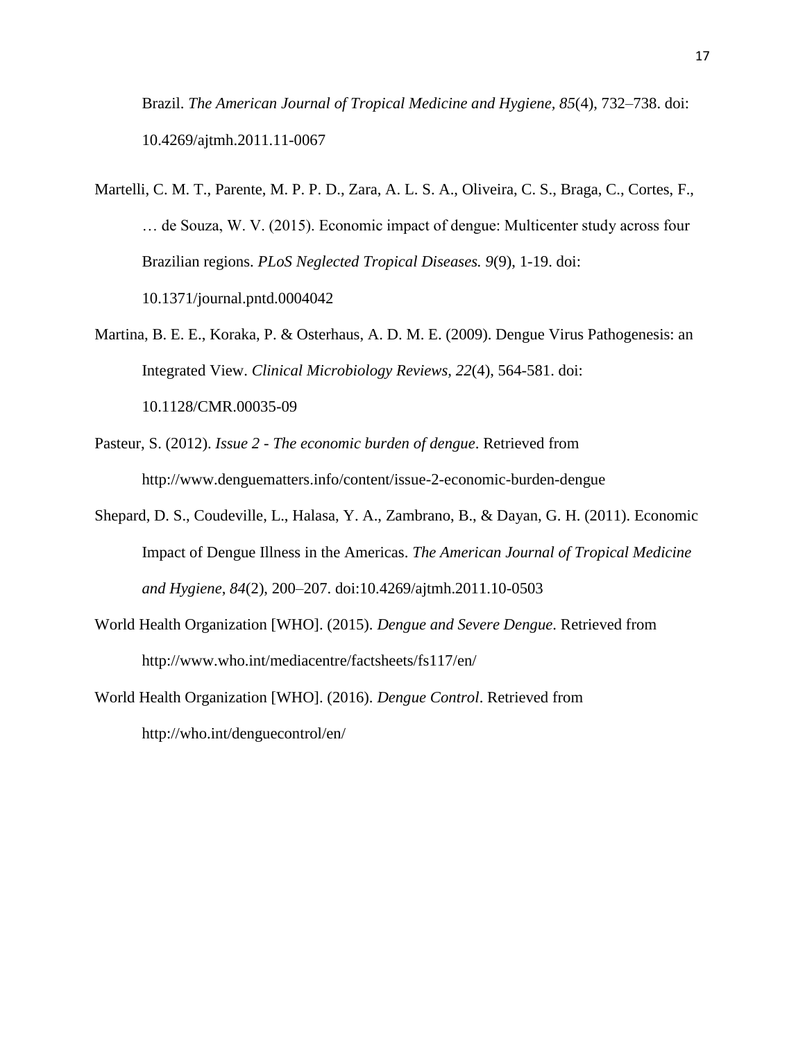Brazil. *The American Journal of Tropical Medicine and Hygiene, 85*(4), 732–738. doi: 10.4269/ajtmh.2011.11-0067

Martelli, C. M. T., Parente, M. P. P. D., Zara, A. L. S. A., Oliveira, C. S., Braga, C., Cortes, F., … de Souza, W. V. (2015). Economic impact of dengue: Multicenter study across four Brazilian regions. *PLoS Neglected Tropical Diseases. 9*(9), 1-19. doi: 10.1371/journal.pntd.0004042

Martina, B. E. E., Koraka, P. & Osterhaus, A. D. M. E. (2009). Dengue Virus Pathogenesis: an Integrated View. *Clinical Microbiology Reviews, 22*(4), 564-581. doi: 10.1128/CMR.00035-09

Pasteur, S. (2012). *Issue 2 - The economic burden of dengue*. Retrieved from http://www.denguematters.info/content/issue-2-economic-burden-dengue

Shepard, D. S., Coudeville, L., Halasa, Y. A., Zambrano, B., & Dayan, G. H. (2011). Economic Impact of Dengue Illness in the Americas. *The American Journal of Tropical Medicine and Hygiene, 84*(2), 200–207. doi:10.4269/ajtmh.2011.10-0503

World Health Organization [WHO]. (2015). *Dengue and Severe Dengue*. Retrieved from http://www.who.int/mediacentre/factsheets/fs117/en/

World Health Organization [WHO]. (2016). *Dengue Control*. Retrieved from http://who.int/denguecontrol/en/